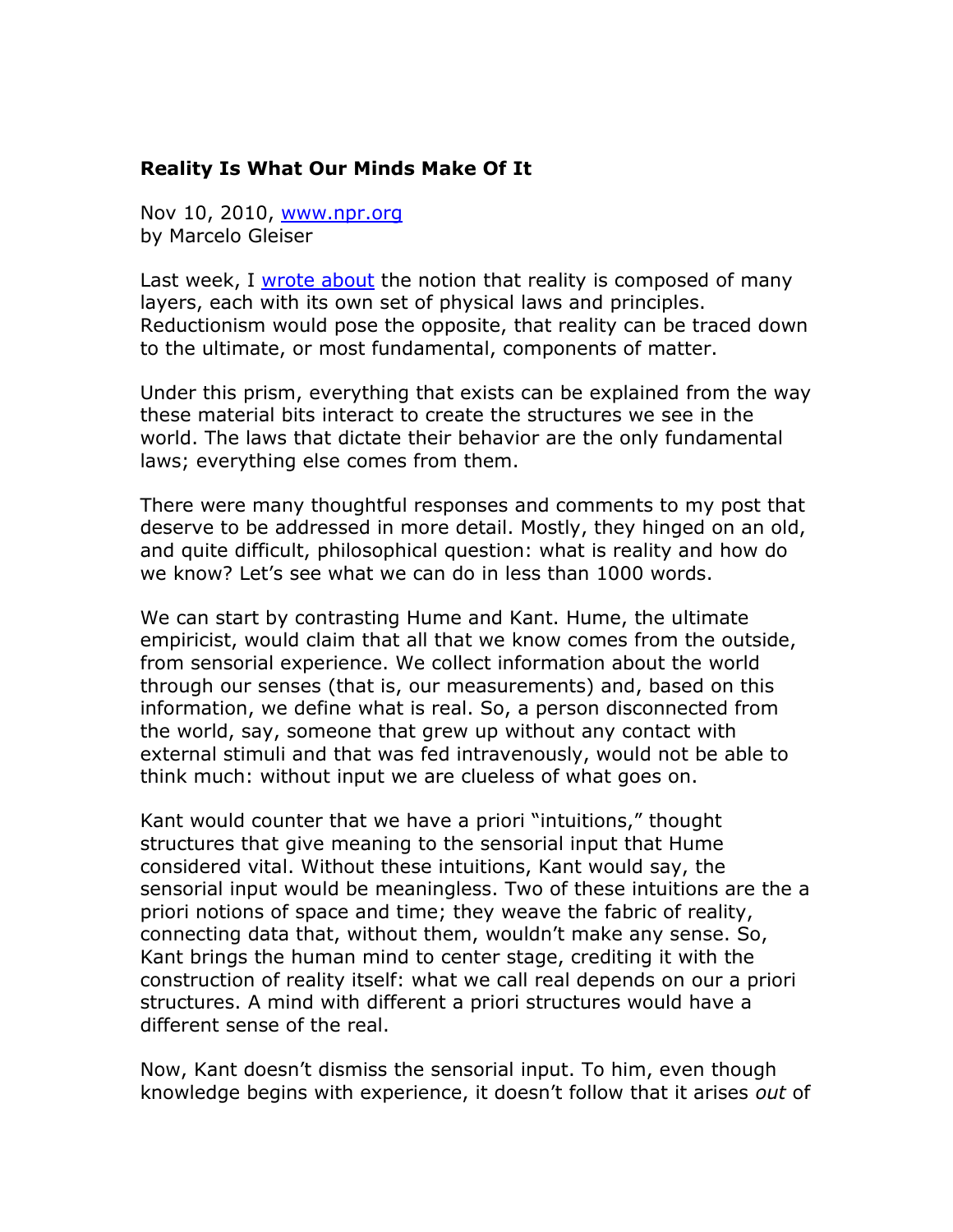**Reality Is What Our Minds Make Of It**

Nov 10, 2010, [www.npr.org](www.npr.org)
by Marcelo Gleiser

Last week, I [wrote about](wrote about) the notion that reality is composed of many layers, each with its own set of physical laws and principles. Reductionism would pose the opposite, that reality can be traced down to the ultimate, or most fundamental, components of matter.

Under this prism, everything that exists can be explained from the way these material bits interact to create the structures we see in the world. The laws that dictate their behavior are the only fundamental laws; everything else comes from them.

There were many thoughtful responses and comments to my post that deserve to be addressed in more detail. Mostly, they hinged on an old, and quite difficult, philosophical question: what is reality and how do we know? Let's see what we can do in less than 1000 words.

We can start by contrasting Hume and Kant. Hume, the ultimate empiricist, would claim that all that we know comes from the outside, from sensorial experience. We collect information about the world through our senses (that is, our measurements) and, based on this information, we define what is real. So, a person disconnected from the world, say, someone that grew up without any contact with external stimuli and that was fed intravenously, would not be able to think much: without input we are clueless of what goes on.

Kant would counter that we have a priori "intuitions," thought structures that give meaning to the sensorial input that Hume considered vital. Without these intuitions, Kant would say, the sensorial input would be meaningless. Two of these intuitions are the a priori notions of space and time; they weave the fabric of reality, connecting data that, without them, wouldn't make any sense. So, Kant brings the human mind to center stage, crediting it with the construction of reality itself: what we call real depends on our a priori structures. A mind with different a priori structures would have a different sense of the real.

Now, Kant doesn't dismiss the sensorial input. To him, even though knowledge begins with experience, it doesn't follow that it arises *out* of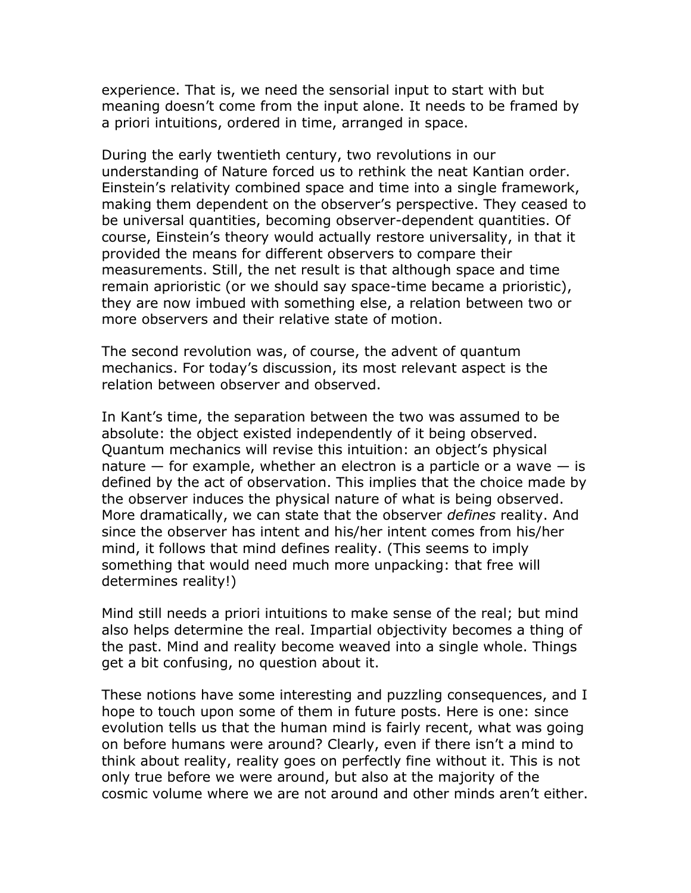experience. That is, we need the sensorial input to start with but meaning doesn't come from the input alone. It needs to be framed by a priori intuitions, ordered in time, arranged in space.

During the early twentieth century, two revolutions in our understanding of Nature forced us to rethink the neat Kantian order. Einstein's relativity combined space and time into a single framework, making them dependent on the observer's perspective. They ceased to be universal quantities, becoming observer-dependent quantities. Of course, Einstein's theory would actually restore universality, in that it provided the means for different observers to compare their measurements. Still, the net result is that although space and time remain aprioristic (or we should say space-time became a prioristic), they are now imbued with something else, a relation between two or more observers and their relative state of motion.

The second revolution was, of course, the advent of quantum mechanics. For today's discussion, its most relevant aspect is the relation between observer and observed.

In Kant's time, the separation between the two was assumed to be absolute: the object existed independently of it being observed. Quantum mechanics will revise this intuition: an object's physical nature — for example, whether an electron is a particle or a wave — is defined by the act of observation. This implies that the choice made by the observer induces the physical nature of what is being observed. More dramatically, we can state that the observer *defines* reality. And since the observer has intent and his/her intent comes from his/her mind, it follows that mind defines reality. (This seems to imply something that would need much more unpacking: that free will determines reality!)

Mind still needs a priori intuitions to make sense of the real; but mind also helps determine the real. Impartial objectivity becomes a thing of the past. Mind and reality become weaved into a single whole. Things get a bit confusing, no question about it.

These notions have some interesting and puzzling consequences, and I hope to touch upon some of them in future posts. Here is one: since evolution tells us that the human mind is fairly recent, what was going on before humans were around? Clearly, even if there isn't a mind to think about reality, reality goes on perfectly fine without it. This is not only true before we were around, but also at the majority of the cosmic volume where we are not around and other minds aren't either.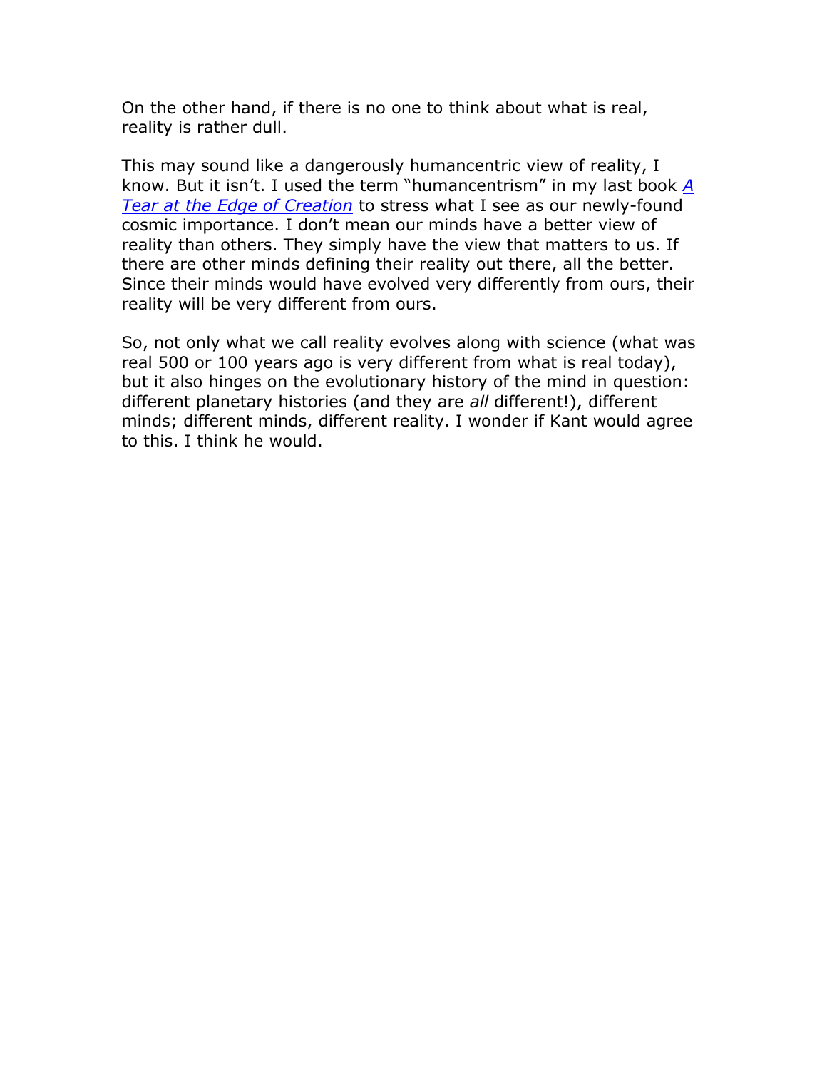On the other hand, if there is no one to think about what is real, reality is rather dull.

This may sound like a dangerously humancentric view of reality, I know. But it isn't. I used the term "humancentrism" in my last book *A Tear at the Edge of Creation* to stress what I see as our newly-found cosmic importance. I don't mean our minds have a better view of reality than others. They simply have the view that matters to us. If there are other minds defining their reality out there, all the better. Since their minds would have evolved very differently from ours, their reality will be very different from ours.

So, not only what we call reality evolves along with science (what was real 500 or 100 years ago is very different from what is real today), but it also hinges on the evolutionary history of the mind in question: different planetary histories (and they are *all* different!), different minds; different minds, different reality. I wonder if Kant would agree to this. I think he would.